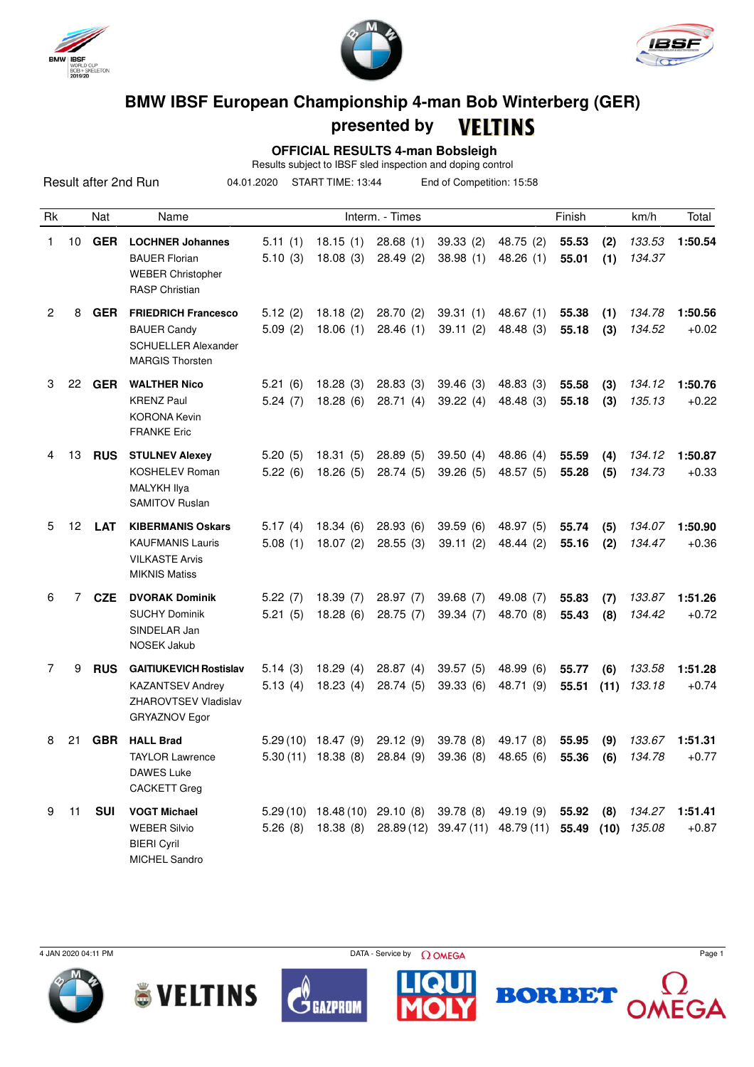# BMW IBSF European Championship 4-man Bob Winterberg (GER)

## presented by VELTINS

### OFFICIAL RESULTS 4-man Bobsleigh

Results subject to IBSF sled inspection and doping control

Result after 2nd Run | 04.01.2020 | START TIME: 13:44 | End of Competition: 15:58

| Rk | | Nat | Name | Interm. - Times | | | | | Finish | | km/h | Total |
|---|---|---|---|---|---|---|---|---|---|---|---|---|
| 1 | 10 | **GER** | **LOCHNER Johannes** | 5.11 (1) | 18.15 (1) | 28.68 (1) | 39.33 (2) | 48.75 (2) | **55.53** | **(2)** | *133.53* | **1:50.54** |
| | | | BAUER Florian | 5.10 (3) | 18.08 (3) | 28.49 (2) | 38.98 (1) | 48.26 (1) | **55.01** | **(1)** | *134.37* | |
| | | | WEBER Christopher | | | | | | | | | |
| | | | RASP Christian | | | | | | | | | |
| 2 | 8 | **GER** | **FRIEDRICH Francesco** | 5.12 (2) | 18.18 (2) | 28.70 (2) | 39.31 (1) | 48.67 (1) | **55.38** | **(1)** | *134.78* | **1:50.56** |
| | | | BAUER Candy | 5.09 (2) | 18.06 (1) | 28.46 (1) | 39.11 (2) | 48.48 (3) | **55.18** | **(3)** | *134.52* | +0.02 |
| | | | SCHUELLER Alexander | | | | | | | | | |
| | | | MARGIS Thorsten | | | | | | | | | |
| 3 | 22 | **GER** | **WALTHER Nico** | 5.21 (6) | 18.28 (3) | 28.83 (3) | 39.46 (3) | 48.83 (3) | **55.58** | **(3)** | *134.12* | **1:50.76** |
| | | | KRENZ Paul | 5.24 (7) | 18.28 (6) | 28.71 (4) | 39.22 (4) | 48.48 (3) | **55.18** | **(3)** | *135.13* | +0.22 |
| | | | KORONA Kevin | | | | | | | | | |
| | | | FRANKE Eric | | | | | | | | | |
| 4 | 13 | **RUS** | **STULNEV Alexey** | 5.20 (5) | 18.31 (5) | 28.89 (5) | 39.50 (4) | 48.86 (4) | **55.59** | **(4)** | *134.12* | **1:50.87** |
| | | | KOSHELEV Roman | 5.22 (6) | 18.26 (5) | 28.74 (5) | 39.26 (5) | 48.57 (5) | **55.28** | **(5)** | *134.73* | +0.33 |
| | | | MALYKH Ilya | | | | | | | | | |
| | | | SAMITOV Ruslan | | | | | | | | | |
| 5 | 12 | **LAT** | **KIBERMANIS Oskars** | 5.17 (4) | 18.34 (6) | 28.93 (6) | 39.59 (6) | 48.97 (5) | **55.74** | **(5)** | *134.07* | **1:50.90** |
| | | | KAUFMANIS Lauris | 5.08 (1) | 18.07 (2) | 28.55 (3) | 39.11 (2) | 48.44 (2) | **55.16** | **(2)** | *134.47* | +0.36 |
| | | | VILKASTE Arvis | | | | | | | | | |
| | | | MIKNIS Matiss | | | | | | | | | |
| 6 | 7 | **CZE** | **DVORAK Dominik** | 5.22 (7) | 18.39 (7) | 28.97 (7) | 39.68 (7) | 49.08 (7) | **55.83** | **(7)** | *133.87* | **1:51.26** |
| | | | SUCHY Dominik | 5.21 (5) | 18.28 (6) | 28.75 (7) | 39.34 (7) | 48.70 (8) | **55.43** | **(8)** | *134.42* | +0.72 |
| | | | SINDELAR Jan | | | | | | | | | |
| | | | NOSEK Jakub | | | | | | | | | |
| 7 | 9 | **RUS** | **GAITIUKEVICH Rostislav** | 5.14 (3) | 18.29 (4) | 28.87 (4) | 39.57 (5) | 48.99 (6) | **55.77** | **(6)** | *133.58* | **1:51.28** |
| | | | KAZANTSEV Andrey | 5.13 (4) | 18.23 (4) | 28.74 (5) | 39.33 (6) | 48.71 (9) | **55.51** | **(11)** | *133.18* | +0.74 |
| | | | ZHAROVTSEV Vladislav | | | | | | | | | |
| | | | GRYAZNOV Egor | | | | | | | | | |
| 8 | 21 | **GBR** | **HALL Brad** | 5.29 (10) | 18.47 (9) | 29.12 (9) | 39.78 (8) | 49.17 (8) | **55.95** | **(9)** | *133.67* | **1:51.31** |
| | | | TAYLOR Lawrence | 5.30 (11) | 18.38 (8) | 28.84 (9) | 39.36 (8) | 48.65 (6) | **55.36** | **(6)** | *134.78* | +0.77 |
| | | | DAWES Luke | | | | | | | | | |
| | | | CACKETT Greg | | | | | | | | | |
| 9 | 11 | **SUI** | **VOGT Michael** | 5.29 (10) | 18.48 (10) | 29.10 (8) | 39.78 (8) | 49.19 (9) | **55.92** | **(8)** | *134.27* | **1:51.41** |
| | | | WEBER Silvio | 5.26 (8) | 18.38 (8) | 28.89 (12) | 39.47 (11) | 48.79 (11) | **55.49** | **(10)** | *135.08* | +0.87 |
| | | | BIERI Cyril | | | | | | | | | |
| | | | MICHEL Sandro | | | | | | | | | |

4 JAN 2020 04:11 PM | DATA - Service by OMEGA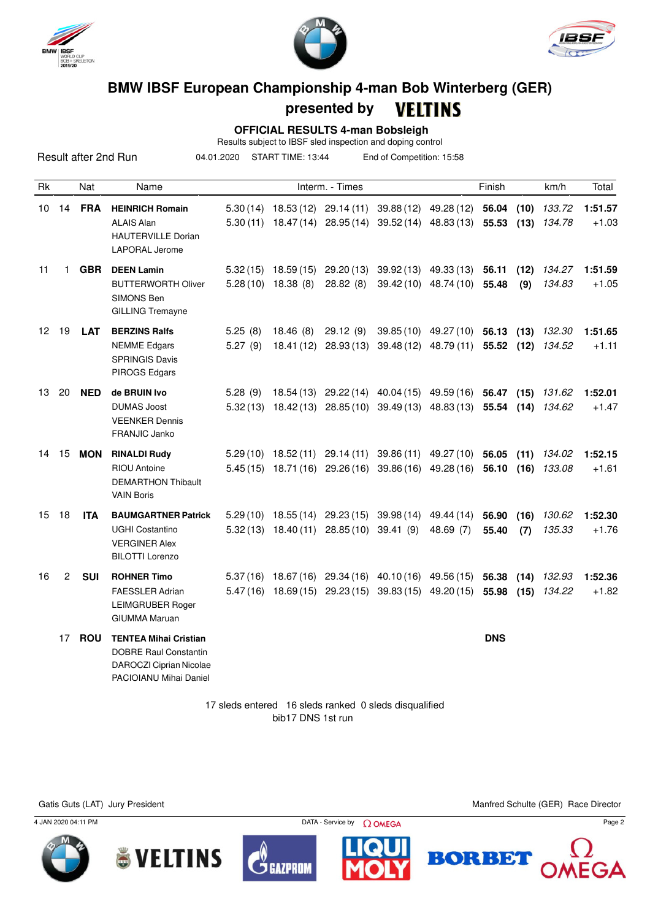# BMW IBSF European Championship 4-man Bob Winterberg (GER)

## presented by VELTINS

**OFFICIAL RESULTS 4-man Bobsleigh**

Results subject to IBSF sled inspection and doping control

Result after 2nd Run    04.01.2020    START TIME: 13:44    End of Competition: 15:58

| Rk | Nat | | Name | Interm. - Times | | | | | Finish | | km/h | Total |
|---|---|---|---|---|---|---|---|---|---|---|---|---|
| 10 | 14 | **FRA** | **HEINRICH Romain** | 5.30 (14) | 18.53 (12) | 29.14 (11) | 39.88 (12) | 49.28 (12) | **56.04** | **(10)** | *133.72* | **1:51.57** |
| | | | ALAIS Alan | 5.30 (11) | 18.47 (14) | 28.95 (14) | 39.52 (14) | 48.83 (13) | **55.53** | **(13)** | *134.78* | +1.03 |
| | | | HAUTERVILLE Dorian | | | | | | | | | |
| | | | LAPORAL Jerome | | | | | | | | | |
| 11 | 1 | **GBR** | **DEEN Lamin** | 5.32 (15) | 18.59 (15) | 29.20 (13) | 39.92 (13) | 49.33 (13) | **56.11** | **(12)** | *134.27* | **1:51.59** |
| | | | BUTTERWORTH Oliver | 5.28 (10) | 18.38 (8) | 28.82 (8) | 39.42 (10) | 48.74 (10) | **55.48** | **(9)** | *134.83* | +1.05 |
| | | | SIMONS Ben | | | | | | | | | |
| | | | GILLING Tremayne | | | | | | | | | |
| 12 | 19 | **LAT** | **BERZINS Ralfs** | 5.25 (8) | 18.46 (8) | 29.12 (9) | 39.85 (10) | 49.27 (10) | **56.13** | **(13)** | *132.30* | **1:51.65** |
| | | | NEMME Edgars | 5.27 (9) | 18.41 (12) | 28.93 (13) | 39.48 (12) | 48.79 (11) | **55.52** | **(12)** | *134.52* | +1.11 |
| | | | SPRINGIS Davis | | | | | | | | | |
| | | | PIROGS Edgars | | | | | | | | | |
| 13 | 20 | **NED** | **de BRUIN Ivo** | 5.28 (9) | 18.54 (13) | 29.22 (14) | 40.04 (15) | 49.59 (16) | **56.47** | **(15)** | *131.62* | **1:52.01** |
| | | | DUMAS Joost | 5.32 (13) | 18.42 (13) | 28.85 (10) | 39.49 (13) | 48.83 (13) | **55.54** | **(14)** | *134.62* | +1.47 |
| | | | VEENKER Dennis | | | | | | | | | |
| | | | FRANJIC Janko | | | | | | | | | |
| 14 | 15 | **MON** | **RINALDI Rudy** | 5.29 (10) | 18.52 (11) | 29.14 (11) | 39.86 (11) | 49.27 (10) | **56.05** | **(11)** | *134.02* | **1:52.15** |
| | | | RIOU Antoine | 5.45 (15) | 18.71 (16) | 29.26 (16) | 39.86 (16) | 49.28 (16) | **56.10** | **(16)** | *133.08* | +1.61 |
| | | | DEMARTHON Thibault | | | | | | | | | |
| | | | VAIN Boris | | | | | | | | | |
| 15 | 18 | **ITA** | **BAUMGARTNER Patrick** | 5.29 (10) | 18.55 (14) | 29.23 (15) | 39.98 (14) | 49.44 (14) | **56.90** | **(16)** | *130.62* | **1:52.30** |
| | | | UGHI Costantino | 5.32 (13) | 18.40 (11) | 28.85 (10) | 39.41 (9) | 48.69 (7) | **55.40** | **(7)** | *135.33* | +1.76 |
| | | | VERGINER Alex | | | | | | | | | |
| | | | BILOTTI Lorenzo | | | | | | | | | |
| 16 | 2 | **SUI** | **ROHNER Timo** | 5.37 (16) | 18.67 (16) | 29.34 (16) | 40.10 (16) | 49.56 (15) | **56.38** | **(14)** | *132.93* | **1:52.36** |
| | | | FAESSLER Adrian | 5.47 (16) | 18.69 (15) | 29.23 (15) | 39.83 (15) | 49.20 (15) | **55.98** | **(15)** | *134.22* | +1.82 |
| | | | LEIMGRUBER Roger | | | | | | | | | |
| | | | GIUMMA Maruan | | | | | | | | | |
| | 17 | **ROU** | **TENTEA Mihai Cristian** | | | | | | **DNS** | | | |
| | | | DOBRE Raul Constantin | | | | | | | | | |
| | | | DAROCZI Ciprian Nicolae | | | | | | | | | |
| | | | PACIOIANU Mihai Daniel | | | | | | | | | |

17 sleds entered   16 sleds ranked   0 sleds disqualified

bib17 DNS 1st run

Gatis Guts (LAT) Jury President    Manfred Schulte (GER) Race Director

4 JAN 2020 04:11 PM    DATA - Service by OMEGA